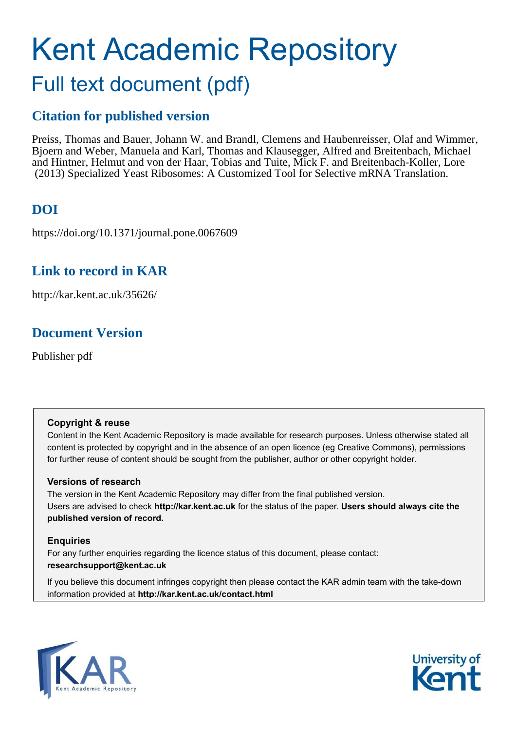# Kent Academic Repository

## Full text document (pdf)

### Citation for published version

Preiss, Thomas and Bauer, Johann W. and Brandl, Clemens and Haubenreisser, Olaf and Wimmer, Bjoern and Weber, Manuela and Karl, Thomas and Klausegger, Alfred and Breitenbach, Michael and Hintner, Helmut and von der Haar, Tobias and Tuite, Mick F. and Breitenbach-Koller, Lore (2013) Specialized Yeast Ribosomes: A Customized Tool for Selective mRNA Translation.

### DOI

https://doi.org/10.1371/journal.pone.0067609

### Link to record in KAR

http://kar.kent.ac.uk/35626/

### Document Version

Publisher pdf

**Copyright & reuse**

Content in the Kent Academic Repository is made available for research purposes. Unless otherwise stated all content is protected by copyright and in the absence of an open licence (eg Creative Commons), permissions for further reuse of content should be sought from the publisher, author or other copyright holder.

**Versions of research**

The version in the Kent Academic Repository may differ from the final published version. Users are advised to check **http://kar.kent.ac.uk** for the status of the paper. **Users should always cite the published version of record.**

**Enquiries**

For any further enquiries regarding the licence status of this document, please contact: **researchsupport@kent.ac.uk**

If you believe this document infringes copyright then please contact the KAR admin team with the take-down information provided at **http://kar.kent.ac.uk/contact.html**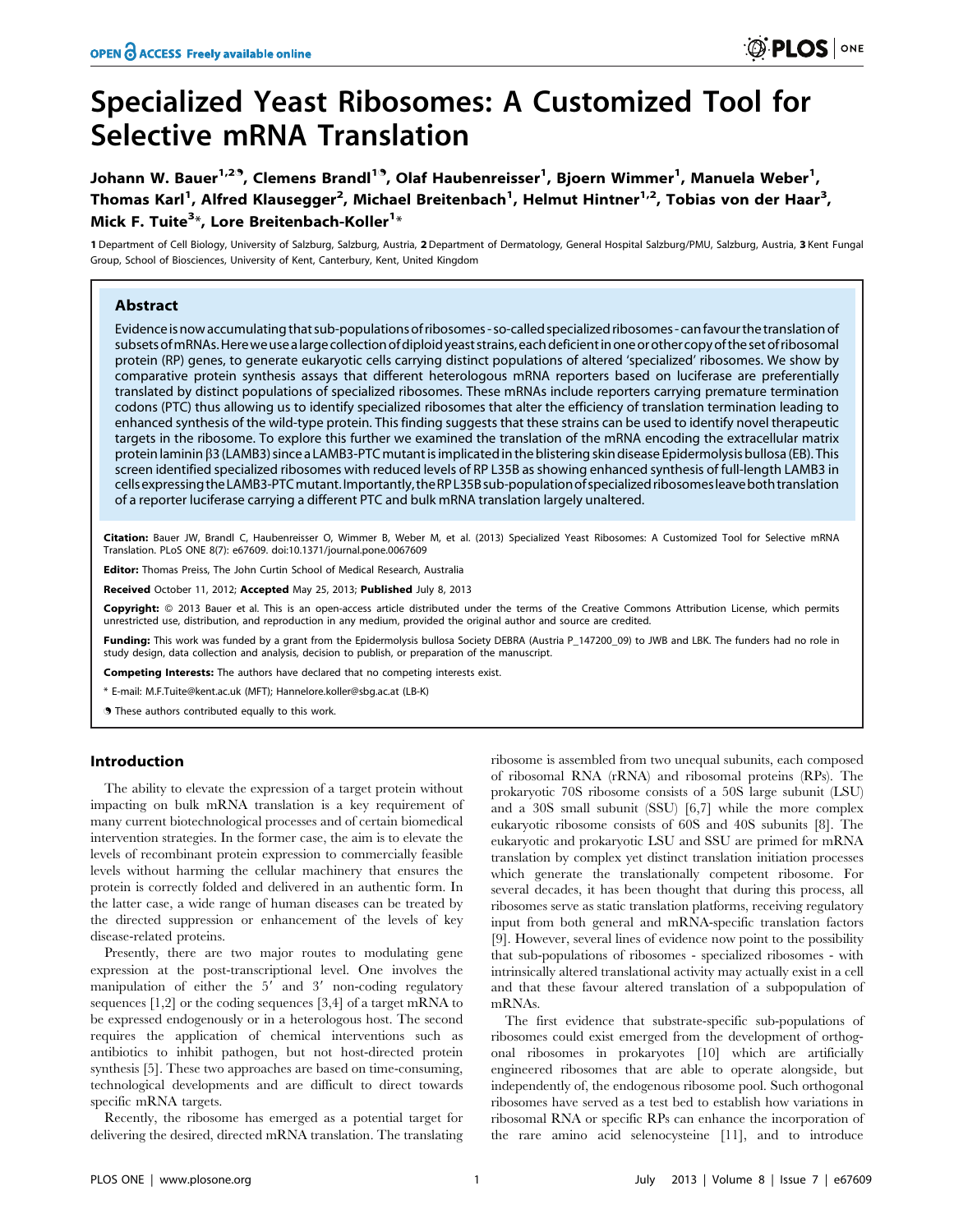# Specialized Yeast Ribosomes: A Customized Tool for Selective mRNA Translation

Johann W. Bauer[1,2], Clemens Brandl[1], Olaf Haubenreisser[1], Bjoern Wimmer[1], Manuela Weber[1], Thomas Karl[1], Alfred Klausegger[2], Michael Breitenbach[1], Helmut Hintner[1,2], Tobias von der Haar[3], Mick F. Tuite[3]*, Lore Breitenbach-Koller[1]*

1 Department of Cell Biology, University of Salzburg, Salzburg, Austria, 2 Department of Dermatology, General Hospital Salzburg/PMU, Salzburg, Austria, 3 Kent Fungal Group, School of Biosciences, University of Kent, Canterbury, Kent, United Kingdom

## Abstract

Evidence is now accumulating that sub-populations of ribosomes - so-called specialized ribosomes - can favour the translation of subsets of mRNAs. Here we use a large collection of diploid yeast strains, each deficient in one or other copy of the set of ribosomal protein (RP) genes, to generate eukaryotic cells carrying distinct populations of altered 'specialized' ribosomes. We show by comparative protein synthesis assays that different heterologous mRNA reporters based on luciferase are preferentially translated by distinct populations of specialized ribosomes. These mRNAs include reporters carrying premature termination codons (PTC) thus allowing us to identify specialized ribosomes that alter the efficiency of translation termination leading to enhanced synthesis of the wild-type protein. This finding suggests that these strains can be used to identify novel therapeutic targets in the ribosome. To explore this further we examined the translation of the mRNA encoding the extracellular matrix protein laminin β3 (LAMB3) since a LAMB3-PTC mutant is implicated in the blistering skin disease Epidermolysis bullosa (EB). This screen identified specialized ribosomes with reduced levels of RP L35B as showing enhanced synthesis of full-length LAMB3 in cells expressing the LAMB3-PTC mutant. Importantly, the RP L35B sub-population of specialized ribosomes leave both translation of a reporter luciferase carrying a different PTC and bulk mRNA translation largely unaltered.

**Citation:** Bauer JW, Brandl C, Haubenreisser O, Wimmer B, Weber M, et al. (2013) Specialized Yeast Ribosomes: A Customized Tool for Selective mRNA Translation. PLoS ONE 8(7): e67609. doi:10.1371/journal.pone.0067609

**Editor:** Thomas Preiss, The John Curtin School of Medical Research, Australia

**Received** October 11, 2012; **Accepted** May 25, 2013; **Published** July 8, 2013

**Copyright:** © 2013 Bauer et al. This is an open-access article distributed under the terms of the Creative Commons Attribution License, which permits unrestricted use, distribution, and reproduction in any medium, provided the original author and source are credited.

**Funding:** This work was funded by a grant from the Epidermolysis bullosa Society DEBRA (Austria P_147200_09) to JWB and LBK. The funders had no role in study design, data collection and analysis, decision to publish, or preparation of the manuscript.

**Competing Interests:** The authors have declared that no competing interests exist.

\* E-mail: M.F.Tuite@kent.ac.uk (MFT); Hannelore.koller@sbg.ac.at (LB-K)

These authors contributed equally to this work.

## Introduction

The ability to elevate the expression of a target protein without impacting on bulk mRNA translation is a key requirement of many current biotechnological processes and of certain biomedical intervention strategies. In the former case, the aim is to elevate the levels of recombinant protein expression to commercially feasible levels without harming the cellular machinery that ensures the protein is correctly folded and delivered in an authentic form. In the latter case, a wide range of human diseases can be treated by the directed suppression or enhancement of the levels of key disease-related proteins.

Presently, there are two major routes to modulating gene expression at the post-transcriptional level. One involves the manipulation of either the 5′ and 3′ non-coding regulatory sequences [1,2] or the coding sequences [3,4] of a target mRNA to be expressed endogenously or in a heterologous host. The second requires the application of chemical interventions such as antibiotics to inhibit pathogen, but not host-directed protein synthesis [5]. These two approaches are based on time-consuming, technological developments and are difficult to direct towards specific mRNA targets.

Recently, the ribosome has emerged as a potential target for delivering the desired, directed mRNA translation. The translating ribosome is assembled from two unequal subunits, each composed of ribosomal RNA (rRNA) and ribosomal proteins (RPs). The prokaryotic 70S ribosome consists of a 50S large subunit (LSU) and a 30S small subunit (SSU) [6,7] while the more complex eukaryotic ribosome consists of 60S and 40S subunits [8]. The eukaryotic and prokaryotic LSU and SSU are primed for mRNA translation by complex yet distinct translation initiation processes which generate the translationally competent ribosome. For several decades, it has been thought that during this process, all ribosomes serve as static translation platforms, receiving regulatory input from both general and mRNA-specific translation factors [9]. However, several lines of evidence now point to the possibility that sub-populations of ribosomes - specialized ribosomes - with intrinsically altered translational activity may actually exist in a cell and that these favour altered translation of a subpopulation of mRNAs.

The first evidence that substrate-specific sub-populations of ribosomes could exist emerged from the development of orthogonal ribosomes in prokaryotes [10] which are artificially engineered ribosomes that are able to operate alongside, but independently of, the endogenous ribosome pool. Such orthogonal ribosomes have served as a test bed to establish how variations in ribosomal RNA or specific RPs can enhance the incorporation of the rare amino acid selenocysteine [11], and to introduce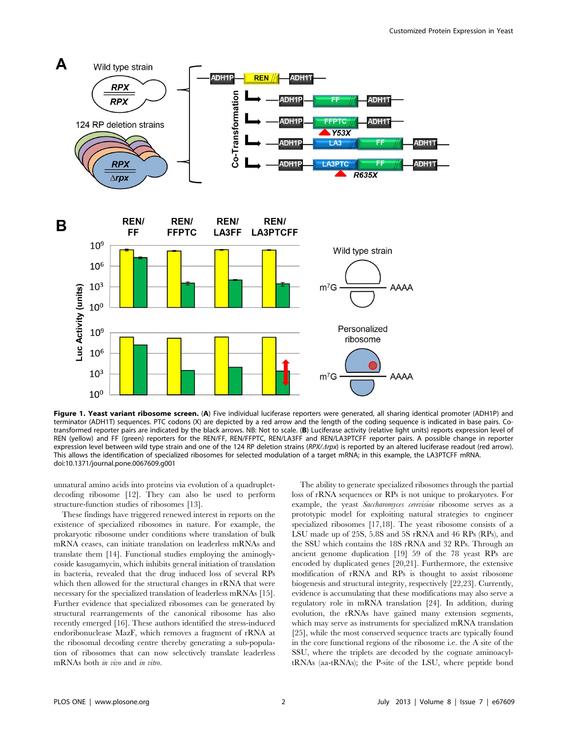**Figure 1. Yeast variant ribosome screen.** (**A**) Five individual luciferase reporters were generated, all sharing identical promoter (ADH1P) and terminator (ADH1T) sequences. PTC codons (X) are depicted by a red arrow and the length of the coding sequence is indicated in base pairs. Co-transformed reporter pairs are indicated by the black arrows. NB: Not to scale. (**B**) Luciferase activity (relative light units) reports expression level of REN (yellow) and FF (green) reporters for the REN/FF, REN/FFPTC, REN/LA3FF and REN/LA3PTCFF reporter pairs. A possible change in reporter expression level between wild type strain and one of the 124 RP deletion strains (*RPX/Δrpx*) is reported by an altered luciferase readout (red arrow). This allows the identification of specialized ribosomes for selected modulation of a target mRNA; in this example, the LA3PTCFF mRNA.
doi:10.1371/journal.pone.0067609.g001

unnatural amino acids into proteins via evolution of a quadruplet-decoding ribosome [12]. They can also be used to perform structure-function studies of ribosomes [13].

These findings have triggered renewed interest in reports on the existence of specialized ribosomes in nature. For example, the prokaryotic ribosome under conditions where translation of bulk mRNA ceases, can initiate translation on leaderless mRNAs and translate them [14]. Functional studies employing the aminoglycoside kasugamycin, which inhibits general initiation of translation in bacteria, revealed that the drug induced loss of several RPs which then allowed for the structural changes in rRNA that were necessary for the specialized translation of leaderless mRNAs [15]. Further evidence that specialized ribosomes can be generated by structural rearrangements of the canonical ribosome has also recently emerged [16]. These authors identified the stress-induced endoribonuclease MazF, which removes a fragment of rRNA at the ribosomal decoding centre thereby generating a sub-population of ribosomes that can now selectively translate leaderless mRNAs both *in vivo* and *in vitro*.

The ability to generate specialized ribosomes through the partial loss of rRNA sequences or RPs is not unique to prokaryotes. For example, the yeast *Saccharomyces cerevisiae* ribosome serves as a prototypic model for exploiting natural strategies to engineer specialized ribosomes [17,18]. The yeast ribosome consists of a LSU made up of 25S, 5.8S and 5S rRNA and 46 RPs (RPs), and the SSU which contains the 18S rRNA and 32 RPs. Through an ancient genome duplication [19] 59 of the 78 yeast RPs are encoded by duplicated genes [20,21]. Furthermore, the extensive modification of rRNA and RPs is thought to assist ribosome biogenesis and structural integrity, respectively [22,23]. Currently, evidence is accumulating that these modifications may also serve a regulatory role in mRNA translation [24]. In addition, during evolution, the rRNAs have gained many extension segments, which may serve as instruments for specialized mRNA translation [25], while the most conserved sequence tracts are typically found in the core functional regions of the ribosome i.e. the A site of the SSU, where the triplets are decoded by the cognate aminoacyl-tRNAs (aa-tRNAs); the P-site of the LSU, where peptide bond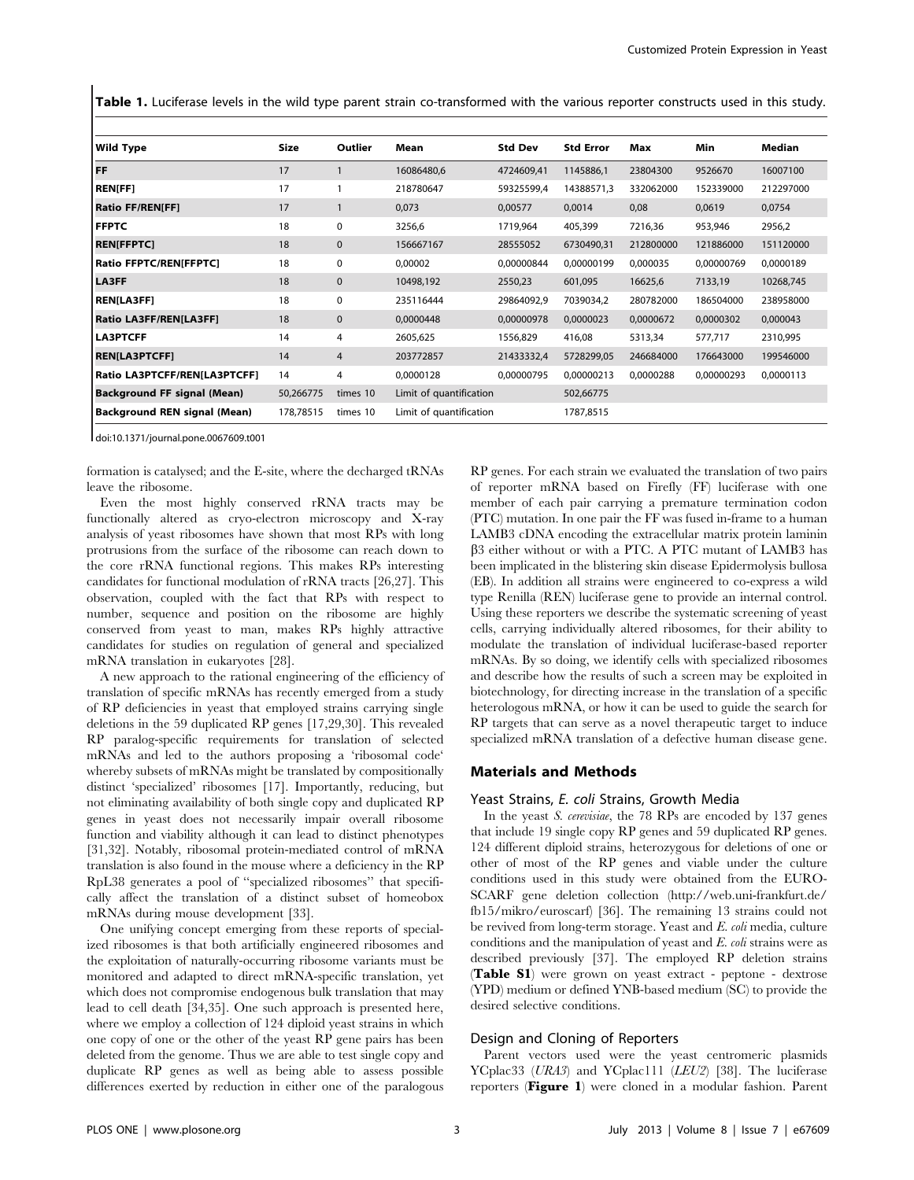**Table 1.** Luciferase levels in the wild type parent strain co-transformed with the various reporter constructs used in this study.

| Wild Type | Size | Outlier | Mean | Std Dev | Std Error | Max | Min | Median |
|---|---|---|---|---|---|---|---|---|
| **FF** | 17 | 1 | 16086480,6 | 4724609,41 | 1145886,1 | 23804300 | 9526670 | 16007100 |
| **REN[FF]** | 17 | 1 | 218780647 | 59325599,4 | 14388571,3 | 332062000 | 152339000 | 212297000 |
| **Ratio FF/REN[FF]** | 17 | 1 | 0,073 | 0,00577 | 0,0014 | 0,08 | 0,0619 | 0,0754 |
| **FFPTC** | 18 | 0 | 3256,6 | 1719,964 | 405,399 | 7216,36 | 953,946 | 2956,2 |
| **REN[FFPTC]** | 18 | 0 | 156667167 | 28555052 | 6730490,31 | 212800000 | 121886000 | 151120000 |
| **Ratio FFPTC/REN[FFPTC]** | 18 | 0 | 0,00002 | 0,00000844 | 0,00000199 | 0,000035 | 0,00000769 | 0,0000189 |
| **LA3FF** | 18 | 0 | 10498,192 | 2550,23 | 601,095 | 16625,6 | 7133,19 | 10268,745 |
| **REN[LA3FF]** | 18 | 0 | 235116444 | 29864092,9 | 7039034,2 | 280782000 | 186504000 | 238958000 |
| **Ratio LA3FF/REN[LA3FF]** | 18 | 0 | 0,0000448 | 0,00000978 | 0,0000023 | 0,0000672 | 0,0000302 | 0,000043 |
| **LA3PTCFF** | 14 | 4 | 2605,625 | 1556,829 | 416,08 | 5313,34 | 577,717 | 2310,995 |
| **REN[LA3PTCFF]** | 14 | 4 | 203772857 | 21433332,4 | 5728299,05 | 246684000 | 176643000 | 199546000 |
| **Ratio LA3PTCFF/REN[LA3PTCFF]** | 14 | 4 | 0,0000128 | 0,00000795 | 0,00000213 | 0,0000288 | 0,00000293 | 0,0000113 |
| **Background FF signal (Mean)** | 50,266775 | times 10 | Limit of quantification | | 502,66775 | | | |
| **Background REN signal (Mean)** | 178,78515 | times 10 | Limit of quantification | | 1787,8515 | | | |

doi:10.1371/journal.pone.0067609.t001

formation is catalysed; and the E-site, where the decharged tRNAs leave the ribosome.

Even the most highly conserved rRNA tracts may be functionally altered as cryo-electron microscopy and X-ray analysis of yeast ribosomes have shown that most RPs with long protrusions from the surface of the ribosome can reach down to the core rRNA functional regions. This makes RPs interesting candidates for functional modulation of rRNA tracts [26,27]. This observation, coupled with the fact that RPs with respect to number, sequence and position on the ribosome are highly conserved from yeast to man, makes RPs highly attractive candidates for studies on regulation of general and specialized mRNA translation in eukaryotes [28].

A new approach to the rational engineering of the efficiency of translation of specific mRNAs has recently emerged from a study of RP deficiencies in yeast that employed strains carrying single deletions in the 59 duplicated RP genes [17,29,30]. This revealed RP paralog-specific requirements for translation of selected mRNAs and led to the authors proposing a 'ribosomal code' whereby subsets of mRNAs might be translated by compositionally distinct 'specialized' ribosomes [17]. Importantly, reducing, but not eliminating availability of both single copy and duplicated RP genes in yeast does not necessarily impair overall ribosome function and viability although it can lead to distinct phenotypes [31,32]. Notably, ribosomal protein-mediated control of mRNA translation is also found in the mouse where a deficiency in the RP RpL38 generates a pool of "specialized ribosomes" that specifically affect the translation of a distinct subset of homeobox mRNAs during mouse development [33].

One unifying concept emerging from these reports of specialized ribosomes is that both artificially engineered ribosomes and the exploitation of naturally-occurring ribosome variants must be monitored and adapted to direct mRNA-specific translation, yet which does not compromise endogenous bulk translation that may lead to cell death [34,35]. One such approach is presented here, where we employ a collection of 124 diploid yeast strains in which one copy of one or the other of the yeast RP gene pairs has been deleted from the genome. Thus we are able to test single copy and duplicate RP genes as well as being able to assess possible differences exerted by reduction in either one of the paralogous RP genes. For each strain we evaluated the translation of two pairs of reporter mRNA based on Firefly (FF) luciferase with one member of each pair carrying a premature termination codon (PTC) mutation. In one pair the FF was fused in-frame to a human LAMB3 cDNA encoding the extracellular matrix protein laminin β3 either without or with a PTC. A PTC mutant of LAMB3 has been implicated in the blistering skin disease Epidermolysis bullosa (EB). In addition all strains were engineered to co-express a wild type Renilla (REN) luciferase gene to provide an internal control. Using these reporters we describe the systematic screening of yeast cells, carrying individually altered ribosomes, for their ability to modulate the translation of individual luciferase-based reporter mRNAs. By so doing, we identify cells with specialized ribosomes and describe how the results of such a screen may be exploited in biotechnology, for directing increase in the translation of a specific heterologous mRNA, or how it can be used to guide the search for RP targets that can serve as a novel therapeutic target to induce specialized mRNA translation of a defective human disease gene.

## Materials and Methods

### Yeast Strains, *E. coli* Strains, Growth Media

In the yeast *S. cerevisiae*, the 78 RPs are encoded by 137 genes that include 19 single copy RP genes and 59 duplicated RP genes. 124 different diploid strains, heterozygous for deletions of one or other of most of the RP genes and viable under the culture conditions used in this study were obtained from the EUROSCARF gene deletion collection (http://web.uni-frankfurt.de/fb15/mikro/euroscarf) [36]. The remaining 13 strains could not be revived from long-term storage. Yeast and *E. coli* media, culture conditions and the manipulation of yeast and *E. coli* strains were as described previously [37]. The employed RP deletion strains (**Table S1**) were grown on yeast extract - peptone - dextrose (YPD) medium or defined YNB-based medium (SC) to provide the desired selective conditions.

### Design and Cloning of Reporters

Parent vectors used were the yeast centromeric plasmids YCplac33 (*URA3*) and YCplac111 (*LEU2*) [38]. The luciferase reporters (**Figure 1**) were cloned in a modular fashion. Parent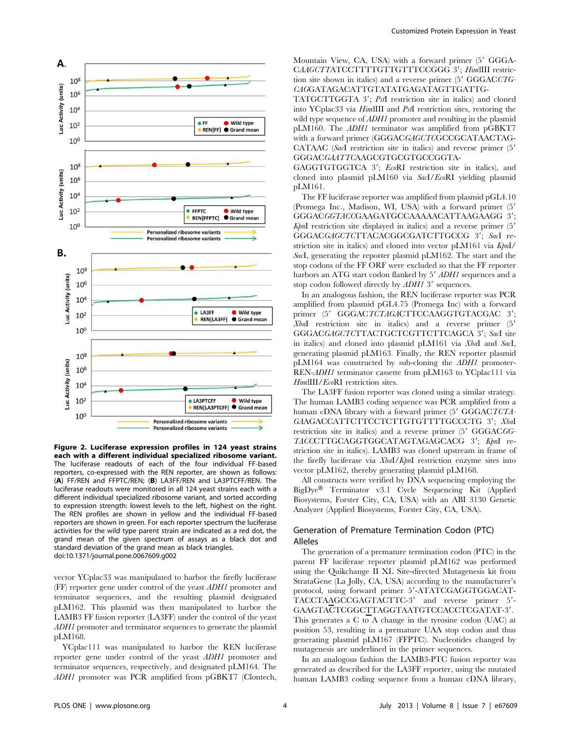**Figure 2. Luciferase expression profiles in 124 yeast strains each with a different individual specialized ribosome variant.** The luciferase readouts of each of the four individual FF-based reporters, co-expressed with the REN reporter, are shown as follows: (**A**) FF/REN and FFPTC/REN; (**B**) LA3FF/REN and LA3PTCFF/REN. The luciferase readouts were monitored in all 124 yeast strains each with a different individual specialized ribosome variant, and sorted according to expression strength: lowest levels to the left, highest on the right. The REN profiles are shown in yellow and the individual FF-based reporters are shown in green. For each reporter spectrum the luciferase activities for the wild type parent strain are indicated as a red dot, the grand mean of the given spectrum of assays as a black dot and standard deviation of the grand mean as black triangles.
doi:10.1371/journal.pone.0067609.g002

vector YCplac33 was manipulated to harbor the firefly luciferase (FF) reporter gene under control of the yeast *ADH1* promoter and terminator sequences, and the resulting plasmid designated pLM162. This plasmid was then manipulated to harbor the LAMB3 FF fusion reporter (LA3FF) under the control of the yeast *ADH1* promoter and terminator sequences to generate the plasmid pLM168.

YCplac111 was manipulated to harbor the REN luciferase reporter gene under control of the yeast *ADH1* promoter and terminator sequences, respectively, and designated pLM164. The *ADH1* promoter was PCR amplified from pGBKT7 (Clontech, Mountain View, CA, USA) with a forward primer (5′ GGGA-*CAAGCTT*ATCCTTTTGTTGTTTCCGGG 3′; *Hin*dIII restriction site shown in italics) and a reverse primer (5′ GGGAC*CTG-CAG*GATAGACATTGTATATGAGATAGTTGATTG-TATGCTTGGTA 3′; *Pst*I restriction site in italics) and cloned into YCplac33 via *Hin*dIII and *Pst*I restriction sites, restoring the wild type sequence of *ADH1* promoter and resulting in the plasmid pLM160. The *ADH1* terminator was amplified from pGBKT7 with a forward primer (GGGAC*GAGCTC*GCCGCATAACTAG-CATAAC (*Sac*I restriction site in italics) and reverse primer (5′ GGGAC*GAATTC*AAGCGTGCGTGCCGGTA-GAGGTGTGGTCA 3′; *Eco*RI restriction site in italics), and cloned into plasmid pLM160 via *Sac*I/*Eco*RI yielding plasmid pLM161.

The FF luciferase reporter was amplified from plasmid pGL4.10 (Promega Inc., Madison, WI, USA) with a forward primer (5′ GGGAC*GGTACC*GAAGATGCCAAAAACATTAAGAAGG 3′; *Kpn*I restriction site displayed in italics) and a reverse primer (5′ GGGAC*GAGCTC*TTACACGGCGATCTTGCCG 3′; *Sac*I restriction site in italics) and cloned into vector pLM161 via *Kpn*I/*Sac*I, generating the reporter plasmid pLM162. The start and the stop codons of the FF ORF were excluded so that the FF reporter harbors an ATG start codon flanked by 5′ *ADH1* sequences and a stop codon followed directly by *ADH1* 3′ sequences.

In an analogous fashion, the REN luciferase reporter was PCR amplified from plasmid pGL4.75 (Promega Inc) with a forward primer (5′ GGGAC*TCTAGA*CTTCCAAGGTGTACGAC 3′; *Xba*I restriction site in italics) and a reverse primer (5′ GGGAC*GAGCTC*TTACTGCTCGTTCTTCAGCA 3′; *Sac*I site in italics) and cloned into plasmid pLM161 via *Xba*I and *Sac*I, generating plasmid pLM163. Finally, the REN reporter plasmid pLM164 was constructed by sub-cloning the *ADH1* promoter-REN-*ADH1* terminator cassette from pLM163 to YCplac111 via *Hin*dIII/*Eco*RI restriction sites.

The LA3FF fusion reporter was cloned using a similar strategy. The human LAMB3 coding sequence was PCR amplified from a human cDNA library with a forward primer (5′ GGGAC*TCTA-GA*AGACCATTCTTCCTCTTGTGTTTTGCCCTG 3′; *Xba*I restriction site in italics) and a reverse primer (5′ GGGAC*GG-TACC*CTTGCAGGTGGCATAGTAGAGCACG 3′; *Kpn*I restriction site in italics). LAMB3 was cloned upstream in frame of the firefly luciferase via *Xba*I/*Kpn*I restriction enzyme sites into vector pLM162, thereby generating plasmid pLM168.

All constructs were verified by DNA sequencing employing the BigDye® Terminator v3.1 Cycle Sequencing Kit (Applied Biosystems, Forster City, CA, USA) with an ABI 3130 Genetic Analyzer (Applied Biosystems, Forster City, CA, USA).

## Generation of Premature Termination Codon (PTC) Alleles

The generation of a premature termination codon (PTC) in the parent FF luciferase reporter plasmid pLM162 was performed using the Quikchange II XL Site-directed Mutagenesis kit from StrataGene (La Jolly, CA, USA) according to the manufacturer's protocol, using forward primer 5′-ATATCGAGGTGGACAT-TACCTAAGCCGAGTACTTC-3′ and reverse primer 5′-GAAGTACTCGGCTTAGGTAATGTCCACCTCGATAT-3′. This generates a C to A change in the tyrosine codon (UAC) at position 53, resulting in a premature UAA stop codon and thus generating plasmid pLM167 (FFPTC). Nucleotides changed by mutagenesis are underlined in the primer sequences.

In an analogous fashion the LAMB3-PTC fusion reporter was generated as described for the LA3FF reporter, using the mutated human LAMB3 coding sequence from a human cDNA library,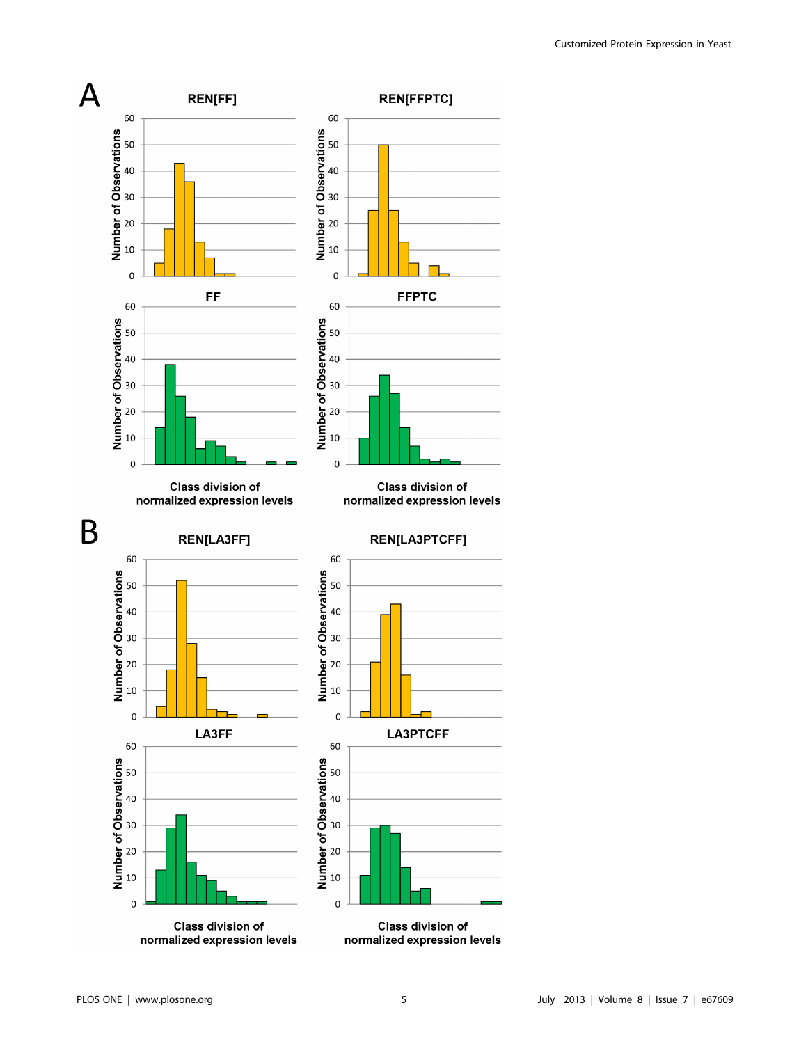**A**

**REN[FF]**

**REN[FFPTC]**

**FF**

**FFPTC**

**B**

**REN[LA3FF]**

**REN[LA3PTCFF]**

**LA3FF**

**LA3PTCFF**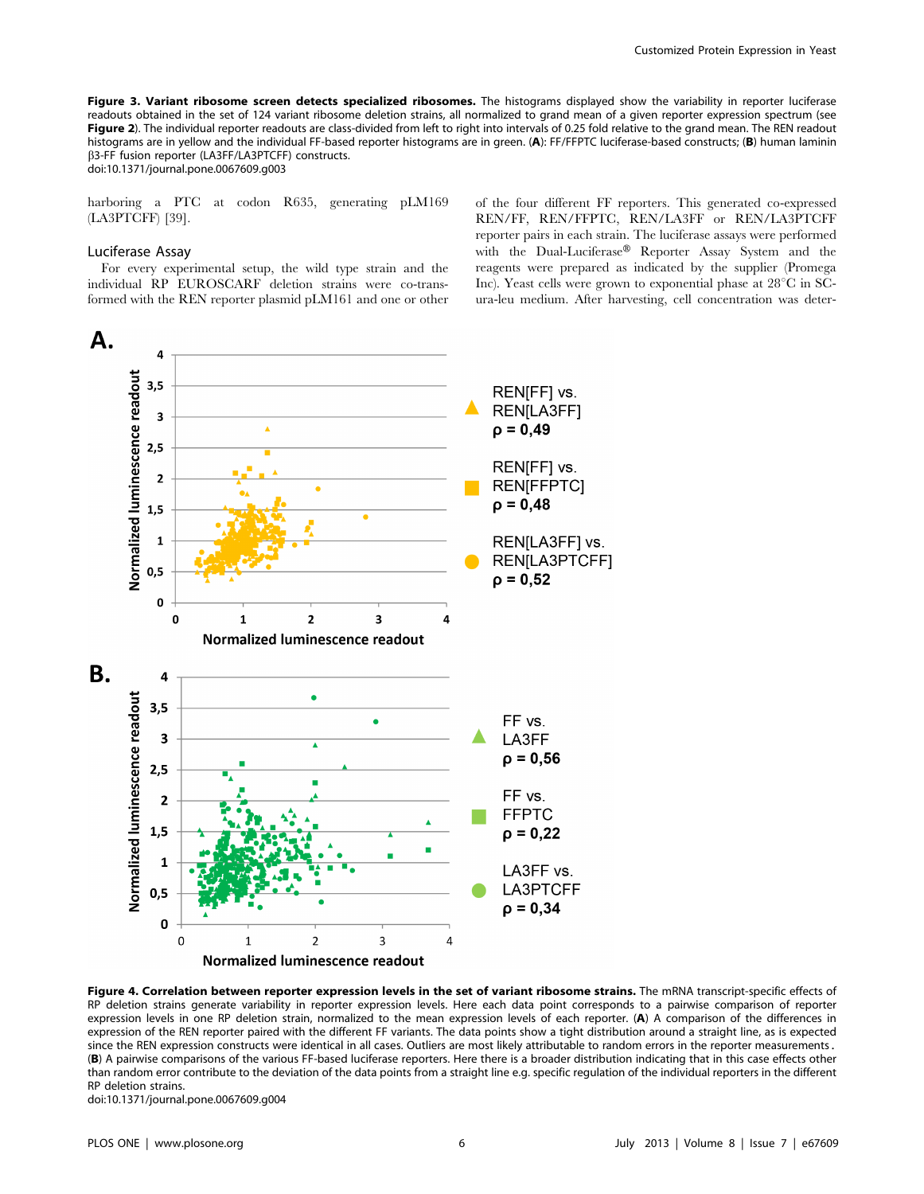**Figure 3. Variant ribosome screen detects specialized ribosomes.** The histograms displayed show the variability in reporter luciferase readouts obtained in the set of 124 variant ribosome deletion strains, all normalized to grand mean of a given reporter expression spectrum (see **Figure 2**). The individual reporter readouts are class-divided from left to right into intervals of 0.25 fold relative to the grand mean. The REN readout histograms are in yellow and the individual FF-based reporter histograms are in green. (**A**): FF/FFPTC luciferase-based constructs; (**B**) human laminin β3-FF fusion reporter (LA3FF/LA3PTCFF) constructs.
doi:10.1371/journal.pone.0067609.g003

harboring a PTC at codon R635, generating pLM169 (LA3PTCFF) [39].

## Luciferase Assay

For every experimental setup, the wild type strain and the individual RP EUROSCARF deletion strains were co-transformed with the REN reporter plasmid pLM161 and one or other of the four different FF reporters. This generated co-expressed REN/FF, REN/FFPTC, REN/LA3FF or REN/LA3PTCFF reporter pairs in each strain. The luciferase assays were performed with the Dual-Luciferase® Reporter Assay System and the reagents were prepared as indicated by the supplier (Promega Inc). Yeast cells were grown to exponential phase at 28°C in SC-ura-leu medium. After harvesting, cell concentration was deter-

**Figure 4. Correlation between reporter expression levels in the set of variant ribosome strains.** The mRNA transcript-specific effects of RP deletion strains generate variability in reporter expression levels. Here each data point corresponds to a pairwise comparison of reporter expression levels in one RP deletion strain, normalized to the mean expression levels of each reporter. (**A**) A comparison of the differences in expression of the REN reporter paired with the different FF variants. The data points show a tight distribution around a straight line, as is expected since the REN expression constructs were identical in all cases. Outliers are most likely attributable to random errors in the reporter measurements. (**B**) A pairwise comparisons of the various FF-based luciferase reporters. Here there is a broader distribution indicating that in this case effects other than random error contribute to the deviation of the data points from a straight line e.g. specific regulation of the individual reporters in the different RP deletion strains.
doi:10.1371/journal.pone.0067609.g004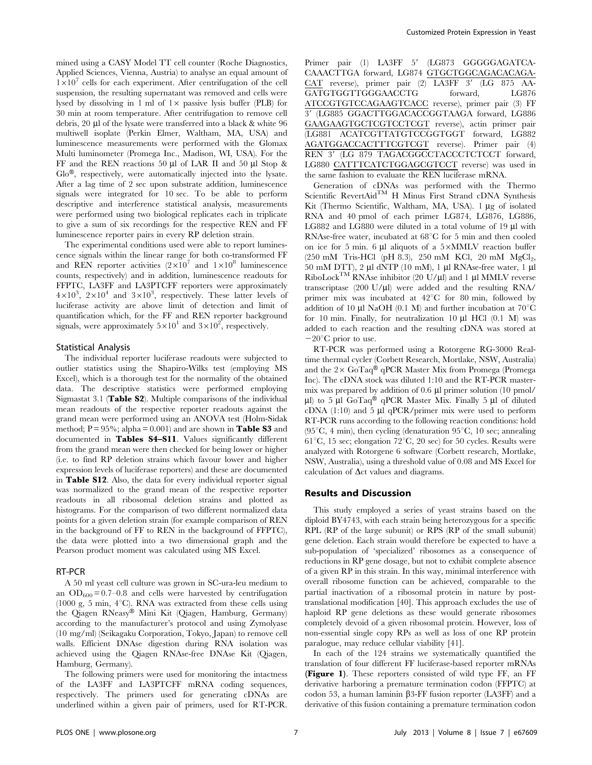mined using a CASY Model TT cell counter (Roche Diagnostics, Applied Sciences, Vienna, Austria) to analyse an equal amount of $1\times10^7$ cells for each experiment. After centrifugation of the cell suspension, the resulting supernatant was removed and cells were lysed by dissolving in 1 ml of 1× passive lysis buffer (PLB) for 30 min at room temperature. After centrifugation to remove cell debris, 20 µl of the lysate were transferred into a black & white 96 multiwell isoplate (Perkin Elmer, Waltham, MA, USA) and luminescence measurements were performed with the Glomax Multi luminometer (Promega Inc., Madison, WI, USA). For the FF and the REN reactions 50 µl of LAR II and 50 µl Stop & Glo®, respectively, were automatically injected into the lysate. After a lag time of 2 sec upon substrate addition, luminescence signals were integrated for 10 sec. To be able to perform descriptive and interference statistical analysis, measurements were performed using two biological replicates each in triplicate to give a sum of six recordings for the respective REN and FF luminescence reporter pairs in every RP deletion strain.

The experimental conditions used were able to report luminescence signals within the linear range for both co-transformed FF and REN reporter activities ($2\times10^7$ and $1\times10^8$ luminescence counts, respectively) and in addition, luminescence readouts for FFPTC, LA3FF and LA3PTCFF reporters were approximately $4\times10^3$, $2\times10^4$ and $3\times10^3$, respectively. These latter levels of luciferase activity are above limit of detection and limit of quantification which, for the FF and REN reporter background signals, were approximately $5\times10^1$ and $3\times10^2$, respectively.

### Statistical Analysis

The individual reporter luciferase readouts were subjected to outlier statistics using the Shapiro-Wilks test (employing MS Excel), which is a thorough test for the normality of the obtained data. The descriptive statistics were performed employing Sigmastat 3.1 (**Table S2**). Multiple comparisons of the individual mean readouts of the respective reporter readouts against the grand mean were performed using an ANOVA test (Holm-Sidak method; P = 95%; alpha = 0.001) and are shown in **Table S3** and documented in **Tables S4–S11**. Values significantly different from the grand mean were then checked for being lower or higher (i.e. to find RP deletion strains which favour lower and higher expression levels of luciferase reporters) and these are documented in **Table S12**. Also, the data for every individual reporter signal was normalized to the grand mean of the respective reporter readouts in all ribosomal deletion strains and plotted as histograms. For the comparison of two different normalized data points for a given deletion strain (for example comparison of REN in the background of FF to REN in the background of FFPTC), the data were plotted into a two dimensional graph and the Pearson product moment was calculated using MS Excel.

### RT-PCR

A 50 ml yeast cell culture was grown in SC-ura-leu medium to an $OD_{600}$ = 0.7–0.8 and cells were harvested by centrifugation (1000 g, 5 min, 4°C). RNA was extracted from these cells using the Qiagen RNeasy® Mini Kit (Qiagen, Hamburg, Germany) according to the manufacturer's protocol and using Zymolyase (10 mg/ml) (Seikagaku Corporation, Tokyo, Japan) to remove cell walls. Efficient DNAse digestion during RNA isolation was achieved using the Qiagen RNAse-free DNAse Kit (Qiagen, Hamburg, Germany).

The following primers were used for monitoring the intactness of the LA3FF and LA3PTCFF mRNA coding sequences, respectively. The primers used for generating cDNAs are underlined within a given pair of primers, used for RT-PCR. Primer pair (1) LA3FF 5′ (LG873 GGGGGAGATCACAAACTTGA forward, LG874 <u>GTGCTGGCAGACACAGACAT</u> reverse), primer pair (2) LA3FF 3′ (LG 875 AAGATGTGGTTGGGAACCTG forward, LG876 <u>ATCCGTGTCCAGAAGTCACC</u> reverse), primer pair (3) FF 3′ (LG885 GGACTTGGACACCGGTAAGA forward, LG886 <u>GAAGAAGTGCTCGTCCTCGT</u> reverse), actin primer pair (LG881 ACATCGTTATGTCCGGTGGT forward, LG882 <u>AGATGGACCACTTTCGTCGT</u> reverse). Primer pair (4) REN 3′ (LG 879 TAGACGGCCTACCCTCTCCT forward, LG880 <u>CATTTCATCTGGAGCGTCCT</u> reverse) was used in the same fashion to evaluate the REN luciferase mRNA.

Generation of cDNAs was performed with the Thermo Scientific RevertAid™ H Minus First Strand cDNA Synthesis Kit (Thermo Scientific, Waltham, MA, USA). 1 µg of isolated RNA and 40 pmol of each primer LG874, LG876, LG886, LG882 and LG880 were diluted in a total volume of 19 µl with RNAse-free water, incubated at 68°C for 5 min and then cooled on ice for 5 min. 6 µl aliquots of a 5×MMLV reaction buffer (250 mM Tris-HCl (pH 8.3), 250 mM KCl, 20 mM $MgCl_2$, 50 mM DTT), 2 µl dNTP (10 mM), 1 µl RNAse-free water, 1 µl RiboLock™ RNAse inhibitor (20 U/µl) and 1 µl MMLV reverse transcriptase (200 U/µl) were added and the resulting RNA/primer mix was incubated at 42°C for 80 min, followed by addition of 10 µl NaOH (0.1 M) and further incubation at 70°C for 10 min. Finally, for neutralization 10 µl HCl (0.1 M) was added to each reaction and the resulting cDNA was stored at −20°C prior to use.

RT-PCR was performed using a Rotorgene RG-3000 Realtime thermal cycler (Corbett Research, Mortlake, NSW, Australia) and the 2× GoTaq® qPCR Master Mix from Promega (Promega Inc). The cDNA stock was diluted 1:10 and the RT-PCR mastermix was prepared by addition of 0.6 µl primer solution (10 pmol/µl) to 5 µl GoTaq® qPCR Master Mix. Finally 5 µl of diluted cDNA (1:10) and 5 µl qPCR/primer mix were used to perform RT-PCR runs according to the following reaction conditions: hold (95°C, 4 min), then cycling (denaturation 95°C, 10 sec; annealing 61°C, 15 sec; elongation 72°C, 20 sec) for 50 cycles. Results were analyzed with Rotorgene 6 software (Corbett research, Mortlake, NSW, Australia), using a threshold value of 0.08 and MS Excel for calculation of Δct values and diagrams.

## Results and Discussion

This study employed a series of yeast strains based on the diploid BY4743, with each strain being heterozygous for a specific RPL (RP of the large subunit) or RPS (RP of the small subunit) gene deletion. Each strain would therefore be expected to have a sub-population of 'specialized' ribosomes as a consequence of reductions in RP gene dosage, but not to exhibit complete absence of a given RP in this strain. In this way, minimal interference with overall ribosome function can be achieved, comparable to the partial inactivation of a ribosomal protein in nature by post-translational modification [40]. This approach excludes the use of haploid RP gene deletions as these would generate ribosomes completely devoid of a given ribosomal protein. However, loss of non-essential single copy RPs as well as loss of one RP protein paralogue, may reduce cellular viability [41].

In each of the 124 strains we systematically quantified the translation of four different FF luciferase-based reporter mRNAs (**Figure 1**). These reporters consisted of wild type FF, an FF derivative harboring a premature termination codon (FFPTC) at codon 53, a human laminin β3-FF fusion reporter (LA3FF) and a derivative of this fusion containing a premature termination codon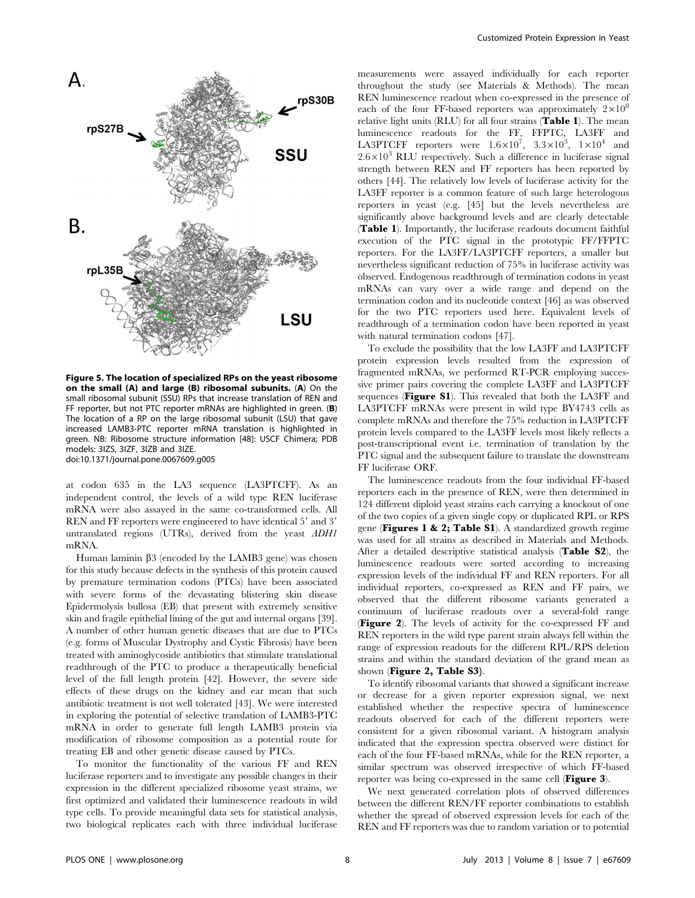**Figure 5. The location of specialized RPs on the yeast ribosome on the small (A) and large (B) ribosomal subunits.** (**A**) On the small ribosomal subunit (SSU) RPs that increase translation of REN and FF reporter, but not PTC reporter mRNAs are highlighted in green. (**B**) The location of a RP on the large ribosomal subunit (LSU) that gave increased LAMB3-PTC reporter mRNA translation is highlighted in green. NB: Ribosome structure information [48]: USCF Chimera; PDB models: 3IZS, 3IZF, 3IZB and 3IZE.
doi:10.1371/journal.pone.0067609.g005

at codon 635 in the LA3 sequence (LA3PTCFF). As an independent control, the levels of a wild type REN luciferase mRNA were also assayed in the same co-transformed cells. All REN and FF reporters were engineered to have identical 5′ and 3′ untranslated regions (UTRs), derived from the yeast *ADH1* mRNA.

Human laminin β3 (encoded by the LAMB3 gene) was chosen for this study because defects in the synthesis of this protein caused by premature termination codons (PTCs) have been associated with severe forms of the devastating blistering skin disease Epidermolysis bullosa (EB) that present with extremely sensitive skin and fragile epithelial lining of the gut and internal organs [39]. A number of other human genetic diseases that are due to PTCs (e.g. forms of Muscular Dystrophy and Cystic Fibrosis) have been treated with aminoglycoside antibiotics that stimulate translational readthrough of the PTC to produce a therapeutically beneficial level of the full length protein [42]. However, the severe side effects of these drugs on the kidney and ear mean that such antibiotic treatment is not well tolerated [43]. We were interested in exploring the potential of selective translation of LAMB3-PTC mRNA in order to generate full length LAMB3 protein via modification of ribosome composition as a potential route for treating EB and other genetic disease caused by PTCs.

To monitor the functionality of the various FF and REN luciferase reporters and to investigate any possible changes in their expression in the different specialized ribosome yeast strains, we first optimized and validated their luminescence readouts in wild type cells. To provide meaningful data sets for statistical analysis, two biological replicates each with three individual luciferase measurements were assayed individually for each reporter throughout the study (see Materials & Methods). The mean REN luminescence readout when co-expressed in the presence of each of the four FF-based reporters was approximately $2\times10^8$ relative light units (RLU) for all four strains (**Table 1**). The mean luminescence readouts for the FF, FFPTC, LA3FF and LA3PTCFF reporters were $1.6\times10^7$, $3.3\times10^3$, $1\times10^4$ and $2.6\times10^3$ RLU respectively. Such a difference in luciferase signal strength between REN and FF reporters has been reported by others [44]. The relatively low levels of luciferase activity for the LA3FF reporter is a common feature of such large heterologous reporters in yeast (e.g. [45] but the levels nevertheless are significantly above background levels and are clearly detectable (**Table 1**). Importantly, the luciferase readouts document faithful execution of the PTC signal in the prototypic FF/FFPTC reporters. For the LA3FF/LA3PTCFF reporters, a smaller but nevertheless significant reduction of 75% in luciferase activity was observed. Endogenous readthrough of termination codons in yeast mRNAs can vary over a wide range and depend on the termination codon and its nucleotide context [46] as was observed for the two PTC reporters used here. Equivalent levels of readthrough of a termination codon have been reported in yeast with natural termination codons [47].

To exclude the possibility that the low LA3FF and LA3PTCFF protein expression levels resulted from the expression of fragmented mRNAs, we performed RT-PCR employing successive primer pairs covering the complete LA3FF and LA3PTCFF sequences (**Figure S1**). This revealed that both the LA3FF and LA3PTCFF mRNAs were present in wild type BY4743 cells as complete mRNAs and therefore the 75% reduction in LA3PTCFF protein levels compared to the LA3FF levels most likely reflects a post-transcriptional event i.e. termination of translation by the PTC signal and the subsequent failure to translate the downstream FF luciferase ORF.

The luminescence readouts from the four individual FF-based reporters each in the presence of REN, were then determined in 124 different diploid yeast strains each carrying a knockout of one of the two copies of a given single copy or duplicated RPL or RPS gene (**Figures 1 & 2; Table S1**). A standardized growth regime was used for all strains as described in Materials and Methods. After a detailed descriptive statistical analysis (**Table S2**), the luminescence readouts were sorted according to increasing expression levels of the individual FF and REN reporters. For all individual reporters, co-expressed as REN and FF pairs, we observed that the different ribosome variants generated a continuum of luciferase readouts over a several-fold range (**Figure 2**). The levels of activity for the co-expressed FF and REN reporters in the wild type parent strain always fell within the range of expression readouts for the different RPL/RPS deletion strains and within the standard deviation of the grand mean as shown (**Figure 2, Table S3**).

To identify ribosomal variants that showed a significant increase or decrease for a given reporter expression signal, we next established whether the respective spectra of luminescence readouts observed for each of the different reporters were consistent for a given ribosomal variant. A histogram analysis indicated that the expression spectra observed were distinct for each of the four FF-based mRNAs, while for the REN reporter, a similar spectrum was observed irrespective of which FF-based reporter was being co-expressed in the same cell (**Figure 3**).

We next generated correlation plots of observed differences between the different REN/FF reporter combinations to establish whether the spread of observed expression levels for each of the REN and FF reporters was due to random variation or to potential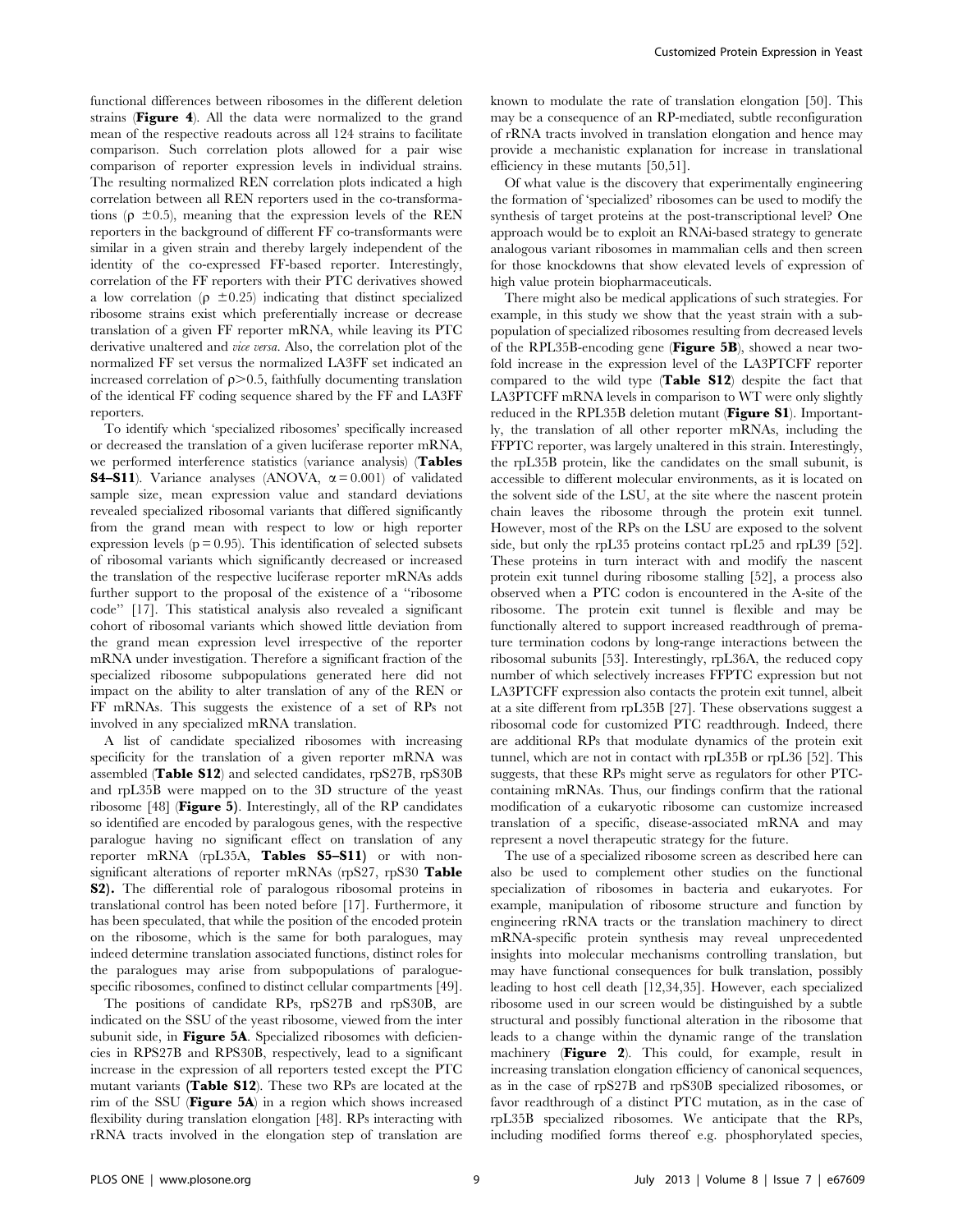functional differences between ribosomes in the different deletion strains (**Figure 4**). All the data were normalized to the grand mean of the respective readouts across all 124 strains to facilitate comparison. Such correlation plots allowed for a pair wise comparison of reporter expression levels in individual strains. The resulting normalized REN correlation plots indicated a high correlation between all REN reporters used in the co-transformations ($\rho \pm 0.5$), meaning that the expression levels of the REN reporters in the background of different FF co-transformants were similar in a given strain and thereby largely independent of the identity of the co-expressed FF-based reporter. Interestingly, correlation of the FF reporters with their PTC derivatives showed a low correlation ($\rho \pm 0.25$) indicating that distinct specialized ribosome strains exist which preferentially increase or decrease translation of a given FF reporter mRNA, while leaving its PTC derivative unaltered and *vice versa*. Also, the correlation plot of the normalized FF set versus the normalized LA3FF set indicated an increased correlation of $\rho > 0.5$, faithfully documenting translation of the identical FF coding sequence shared by the FF and LA3FF reporters.

To identify which 'specialized ribosomes' specifically increased or decreased the translation of a given luciferase reporter mRNA, we performed interference statistics (variance analysis) (**Tables S4–S11**). Variance analyses (ANOVA, $\alpha = 0.001$) of validated sample size, mean expression value and standard deviations revealed specialized ribosomal variants that differed significantly from the grand mean with respect to low or high reporter expression levels ($p = 0.95$). This identification of selected subsets of ribosomal variants which significantly decreased or increased the translation of the respective luciferase reporter mRNAs adds further support to the proposal of the existence of a "ribosome code" [17]. This statistical analysis also revealed a significant cohort of ribosomal variants which showed little deviation from the grand mean expression level irrespective of the reporter mRNA under investigation. Therefore a significant fraction of the specialized ribosome subpopulations generated here did not impact on the ability to alter translation of any of the REN or FF mRNAs. This suggests the existence of a set of RPs not involved in any specialized mRNA translation.

A list of candidate specialized ribosomes with increasing specificity for the translation of a given reporter mRNA was assembled (**Table S12**) and selected candidates, rpS27B, rpS30B and rpL35B were mapped on to the 3D structure of the yeast ribosome [48] (**Figure 5**). Interestingly, all of the RP candidates so identified are encoded by paralogous genes, with the respective paralogue having no significant effect on translation of any reporter mRNA (rpL35A, **Tables S5–S11**) or with non-significant alterations of reporter mRNAs (rpS27, rpS30 **Table S2**). The differential role of paralogous ribosomal proteins in translational control has been noted before [17]. Furthermore, it has been speculated, that while the position of the encoded protein on the ribosome, which is the same for both paralogues, may indeed determine translation associated functions, distinct roles for the paralogues may arise from subpopulations of paralogue-specific ribosomes, confined to distinct cellular compartments [49].

The positions of candidate RPs, rpS27B and rpS30B, are indicated on the SSU of the yeast ribosome, viewed from the inter subunit side, in **Figure 5A**. Specialized ribosomes with deficiencies in RPS27B and RPS30B, respectively, lead to a significant increase in the expression of all reporters tested except the PTC mutant variants (**Table S12**). These two RPs are located at the rim of the SSU (**Figure 5A**) in a region which shows increased flexibility during translation elongation [48]. RPs interacting with rRNA tracts involved in the elongation step of translation are known to modulate the rate of translation elongation [50]. This may be a consequence of an RP-mediated, subtle reconfiguration of rRNA tracts involved in translation elongation and hence may provide a mechanistic explanation for increase in translational efficiency in these mutants [50,51].

Of what value is the discovery that experimentally engineering the formation of 'specialized' ribosomes can be used to modify the synthesis of target proteins at the post-transcriptional level? One approach would be to exploit an RNAi-based strategy to generate analogous variant ribosomes in mammalian cells and then screen for those knockdowns that show elevated levels of expression of high value protein biopharmaceuticals.

There might also be medical applications of such strategies. For example, in this study we show that the yeast strain with a subpopulation of specialized ribosomes resulting from decreased levels of the RPL35B-encoding gene (**Figure 5B**), showed a near two-fold increase in the expression level of the LA3PTCFF reporter compared to the wild type (**Table S12**) despite the fact that LA3PTCFF mRNA levels in comparison to WT were only slightly reduced in the RPL35B deletion mutant (**Figure S1**). Importantly, the translation of all other reporter mRNAs, including the FFPTC reporter, was largely unaltered in this strain. Interestingly, the rpL35B protein, like the candidates on the small subunit, is accessible to different molecular environments, as it is located on the solvent side of the LSU, at the site where the nascent protein chain leaves the ribosome through the protein exit tunnel. However, most of the RPs on the LSU are exposed to the solvent side, but only the rpL35 proteins contact rpL25 and rpL39 [52]. These proteins in turn interact with and modify the nascent protein exit tunnel during ribosome stalling [52], a process also observed when a PTC codon is encountered in the A-site of the ribosome. The protein exit tunnel is flexible and may be functionally altered to support increased readthrough of premature termination codons by long-range interactions between the ribosomal subunits [53]. Interestingly, rpL36A, the reduced copy number of which selectively increases FFPTC expression but not LA3PTCFF expression also contacts the protein exit tunnel, albeit at a site different from rpL35B [27]. These observations suggest a ribosomal code for customized PTC readthrough. Indeed, there are additional RPs that modulate dynamics of the protein exit tunnel, which are not in contact with rpL35B or rpL36 [52]. This suggests, that these RPs might serve as regulators for other PTC-containing mRNAs. Thus, our findings confirm that the rational modification of a eukaryotic ribosome can customize increased translation of a specific, disease-associated mRNA and may represent a novel therapeutic strategy for the future.

The use of a specialized ribosome screen as described here can also be used to complement other studies on the functional specialization of ribosomes in bacteria and eukaryotes. For example, manipulation of ribosome structure and function by engineering rRNA tracts or the translation machinery to direct mRNA-specific protein synthesis may reveal unprecedented insights into molecular mechanisms controlling translation, but may have functional consequences for bulk translation, possibly leading to host cell death [12,34,35]. However, each specialized ribosome used in our screen would be distinguished by a subtle structural and possibly functional alteration in the ribosome that leads to a change within the dynamic range of the translation machinery (**Figure 2**). This could, for example, result in increasing translation elongation efficiency of canonical sequences, as in the case of rpS27B and rpS30B specialized ribosomes, or favor readthrough of a distinct PTC mutation, as in the case of rpL35B specialized ribosomes. We anticipate that the RPs, including modified forms thereof e.g. phosphorylated species,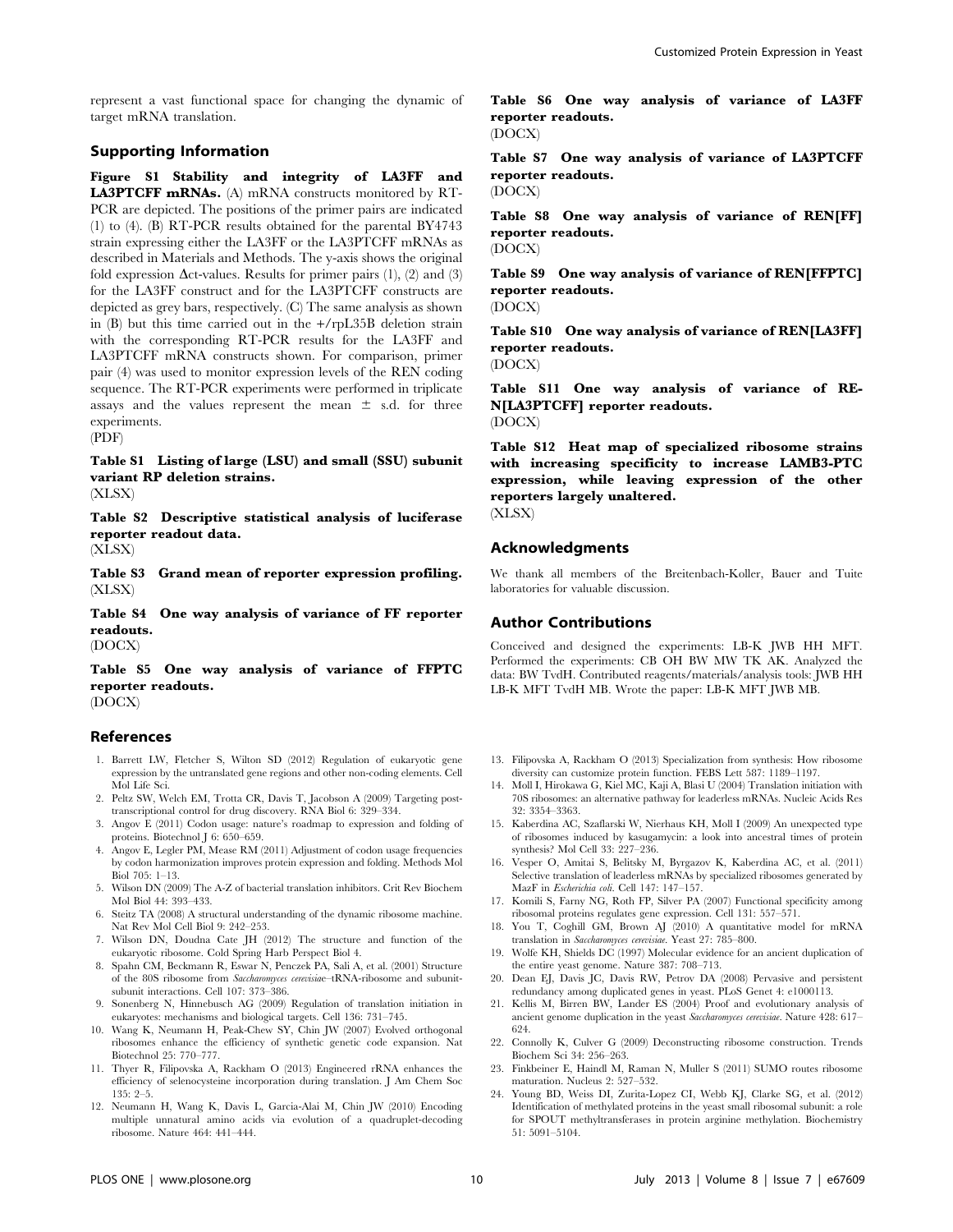represent a vast functional space for changing the dynamic of target mRNA translation.

## Supporting Information

**Figure S1 Stability and integrity of LA3FF and LA3PTCFF mRNAs.** (A) mRNA constructs monitored by RT-PCR are depicted. The positions of the primer pairs are indicated (1) to (4). (B) RT-PCR results obtained for the parental BY4743 strain expressing either the LA3FF or the LA3PTCFF mRNAs as described in Materials and Methods. The y-axis shows the original fold expression Δct-values. Results for primer pairs (1), (2) and (3) for the LA3FF construct and for the LA3PTCFF constructs are depicted as grey bars, respectively. (C) The same analysis as shown in (B) but this time carried out in the +/rpL35B deletion strain with the corresponding RT-PCR results for the LA3FF and LA3PTCFF mRNA constructs shown. For comparison, primer pair (4) was used to monitor expression levels of the REN coding sequence. The RT-PCR experiments were performed in triplicate assays and the values represent the mean ± s.d. for three experiments.
(PDF)

**Table S1 Listing of large (LSU) and small (SSU) subunit variant RP deletion strains.**
(XLSX)

**Table S2 Descriptive statistical analysis of luciferase reporter readout data.**
(XLSX)

**Table S3 Grand mean of reporter expression profiling.**
(XLSX)

**Table S4 One way analysis of variance of FF reporter readouts.**
(DOCX)

**Table S5 One way analysis of variance of FFPTC reporter readouts.**
(DOCX)

**Table S6 One way analysis of variance of LA3FF reporter readouts.**
(DOCX)

**Table S7 One way analysis of variance of LA3PTCFF reporter readouts.**
(DOCX)

**Table S8 One way analysis of variance of REN[FF] reporter readouts.**
(DOCX)

**Table S9 One way analysis of variance of REN[FFPTC] reporter readouts.**
(DOCX)

**Table S10 One way analysis of variance of REN[LA3FF] reporter readouts.**
(DOCX)

**Table S11 One way analysis of variance of REN[LA3PTCFF] reporter readouts.**
(DOCX)

**Table S12 Heat map of specialized ribosome strains with increasing specificity to increase LAMB3-PTC expression, while leaving expression of the other reporters largely unaltered.**
(XLSX)

## Acknowledgments

We thank all members of the Breitenbach-Koller, Bauer and Tuite laboratories for valuable discussion.

## Author Contributions

Conceived and designed the experiments: LB-K JWB HH MFT. Performed the experiments: CB OH BW MW TK AK. Analyzed the data: BW TvdH. Contributed reagents/materials/analysis tools: JWB HH LB-K MFT TvdH MB. Wrote the paper: LB-K MFT JWB MB.

## References

1. Barrett LW, Fletcher S, Wilton SD (2012) Regulation of eukaryotic gene expression by the untranslated gene regions and other non-coding elements. Cell Mol Life Sci.
2. Peltz SW, Welch EM, Trotta CR, Davis T, Jacobson A (2009) Targeting post-transcriptional control for drug discovery. RNA Biol 6: 329–334.
3. Angov E (2011) Codon usage: nature's roadmap to expression and folding of proteins. Biotechnol J 6: 650–659.
4. Angov E, Legler PM, Mease RM (2011) Adjustment of codon usage frequencies by codon harmonization improves protein expression and folding. Methods Mol Biol 705: 1–13.
5. Wilson DN (2009) The A-Z of bacterial translation inhibitors. Crit Rev Biochem Mol Biol 44: 393–433.
6. Steitz TA (2008) A structural understanding of the dynamic ribosome machine. Nat Rev Mol Cell Biol 9: 242–253.
7. Wilson DN, Doudna Cate JH (2012) The structure and function of the eukaryotic ribosome. Cold Spring Harb Perspect Biol 4.
8. Spahn CM, Beckmann R, Eswar N, Penczek PA, Sali A, et al. (2001) Structure of the 80S ribosome from *Saccharomyces cerevisiae*–tRNA-ribosome and subunit-subunit interactions. Cell 107: 373–386.
9. Sonenberg N, Hinnebusch AG (2009) Regulation of translation initiation in eukaryotes: mechanisms and biological targets. Cell 136: 731–745.
10. Wang K, Neumann H, Peak-Chew SY, Chin JW (2007) Evolved orthogonal ribosomes enhance the efficiency of synthetic genetic code expansion. Nat Biotechnol 25: 770–777.
11. Thyer R, Filipovska A, Rackham O (2013) Engineered rRNA enhances the efficiency of selenocysteine incorporation during translation. J Am Chem Soc 135: 2–5.
12. Neumann H, Wang K, Davis L, Garcia-Alai M, Chin JW (2010) Encoding multiple unnatural amino acids via evolution of a quadruplet-decoding ribosome. Nature 464: 441–444.
13. Filipovska A, Rackham O (2013) Specialization from synthesis: How ribosome diversity can customize protein function. FEBS Lett 587: 1189–1197.
14. Moll I, Hirokawa G, Kiel MC, Kaji A, Blasi U (2004) Translation initiation with 70S ribosomes: an alternative pathway for leaderless mRNAs. Nucleic Acids Res 32: 3354–3363.
15. Kaberdina AC, Szaflarski W, Nierhaus KH, Moll I (2009) An unexpected type of ribosomes induced by kasugamycin: a look into ancestral times of protein synthesis? Mol Cell 33: 227–236.
16. Vesper O, Amitai S, Belitsky M, Byrgazov K, Kaberdina AC, et al. (2011) Selective translation of leaderless mRNAs by specialized ribosomes generated by MazF in *Escherichia coli*. Cell 147: 147–157.
17. Komili S, Farny NG, Roth FP, Silver PA (2007) Functional specificity among ribosomal proteins regulates gene expression. Cell 131: 557–571.
18. You T, Coghill GM, Brown AJ (2010) A quantitative model for mRNA translation in *Saccharomyces cerevisiae*. Yeast 27: 785–800.
19. Wolfe KH, Shields DC (1997) Molecular evidence for an ancient duplication of the entire yeast genome. Nature 387: 708–713.
20. Dean EJ, Davis JC, Davis RW, Petrov DA (2008) Pervasive and persistent redundancy among duplicated genes in yeast. PLoS Genet 4: e1000113.
21. Kellis M, Birren BW, Lander ES (2004) Proof and evolutionary analysis of ancient genome duplication in the yeast *Saccharomyces cerevisiae*. Nature 428: 617–624.
22. Connolly K, Culver G (2009) Deconstructing ribosome construction. Trends Biochem Sci 34: 256–263.
23. Finkbeiner E, Haindl M, Raman N, Muller S (2011) SUMO routes ribosome maturation. Nucleus 2: 527–532.
24. Young BD, Weiss DI, Zurita-Lopez CI, Webb KJ, Clarke SG, et al. (2012) Identification of methylated proteins in the yeast small ribosomal subunit: a role for SPOUT methyltransferases in protein arginine methylation. Biochemistry 51: 5091–5104.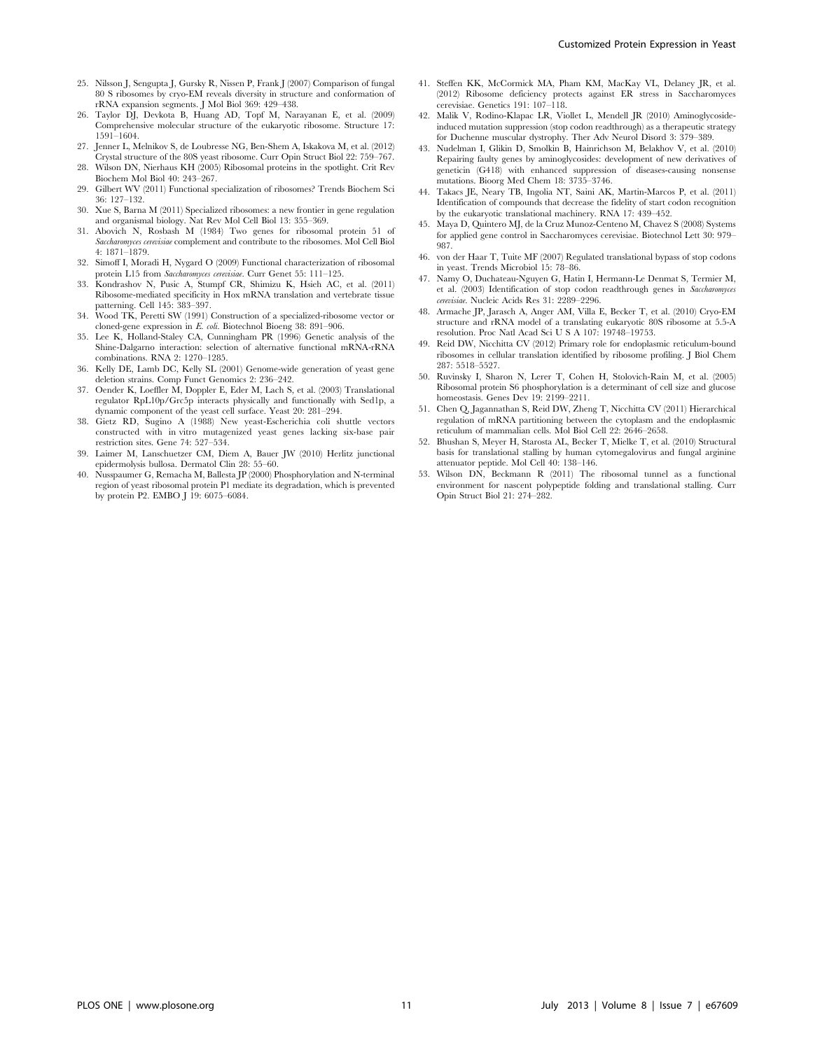25. Nilsson J, Sengupta J, Gursky R, Nissen P, Frank J (2007) Comparison of fungal 80 S ribosomes by cryo-EM reveals diversity in structure and conformation of rRNA expansion segments. J Mol Biol 369: 429–438.
26. Taylor DJ, Devkota B, Huang AD, Topf M, Narayanan E, et al. (2009) Comprehensive molecular structure of the eukaryotic ribosome. Structure 17: 1591–1604.
27. Jenner L, Melnikov S, de Loubresse NG, Ben-Shem A, Iskakova M, et al. (2012) Crystal structure of the 80S yeast ribosome. Curr Opin Struct Biol 22: 759–767.
28. Wilson DN, Nierhaus KH (2005) Ribosomal proteins in the spotlight. Crit Rev Biochem Mol Biol 40: 243–267.
29. Gilbert WV (2011) Functional specialization of ribosomes? Trends Biochem Sci 36: 127–132.
30. Xue S, Barna M (2011) Specialized ribosomes: a new frontier in gene regulation and organismal biology. Nat Rev Mol Cell Biol 13: 355–369.
31. Abovich N, Rosbash M (1984) Two genes for ribosomal protein 51 of *Saccharomyces cerevisiae* complement and contribute to the ribosomes. Mol Cell Biol 4: 1871–1879.
32. Simoff I, Moradi H, Nygard O (2009) Functional characterization of ribosomal protein L15 from *Saccharomyces cerevisiae*. Curr Genet 55: 111–125.
33. Kondrashov N, Pusic A, Stumpf CR, Shimizu K, Hsieh AC, et al. (2011) Ribosome-mediated specificity in Hox mRNA translation and vertebrate tissue patterning. Cell 145: 383–397.
34. Wood TK, Peretti SW (1991) Construction of a specialized-ribosome vector or cloned-gene expression in *E. coli*. Biotechnol Bioeng 38: 891–906.
35. Lee K, Holland-Staley CA, Cunningham PR (1996) Genetic analysis of the Shine-Dalgarno interaction: selection of alternative functional mRNA-rRNA combinations. RNA 2: 1270–1285.
36. Kelly DE, Lamb DC, Kelly SL (2001) Genome-wide generation of yeast gene deletion strains. Comp Funct Genomics 2: 236–242.
37. Oender K, Loeffler M, Doppler E, Eder M, Lach S, et al. (2003) Translational regulator RpL10p/Grc5p interacts physically and functionally with Sed1p, a dynamic component of the yeast cell surface. Yeast 20: 281–294.
38. Gietz RD, Sugino A (1988) New yeast-Escherichia coli shuttle vectors constructed with in vitro mutagenized yeast genes lacking six-base pair restriction sites. Gene 74: 527–534.
39. Laimer M, Lanschuetzer CM, Diem A, Bauer JW (2010) Herlitz junctional epidermolysis bullosa. Dermatol Clin 28: 55–60.
40. Nusspaumer G, Remacha M, Ballesta JP (2000) Phosphorylation and N-terminal region of yeast ribosomal protein P1 mediate its degradation, which is prevented by protein P2. EMBO J 19: 6075–6084.
41. Steffen KK, McCormick MA, Pham KM, MacKay VL, Delaney JR, et al. (2012) Ribosome deficiency protects against ER stress in Saccharomyces cerevisiae. Genetics 191: 107–118.
42. Malik V, Rodino-Klapac LR, Viollet L, Mendell JR (2010) Aminoglycoside-induced mutation suppression (stop codon readthrough) as a therapeutic strategy for Duchenne muscular dystrophy. Ther Adv Neurol Disord 3: 379–389.
43. Nudelman I, Glikin D, Smolkin B, Hainrichson M, Belakhov V, et al. (2010) Repairing faulty genes by aminoglycosides: development of new derivatives of geneticin (G418) with enhanced suppression of diseases-causing nonsense mutations. Bioorg Med Chem 18: 3735–3746.
44. Takacs JE, Neary TB, Ingolia NT, Saini AK, Martin-Marcos P, et al. (2011) Identification of compounds that decrease the fidelity of start codon recognition by the eukaryotic translational machinery. RNA 17: 439–452.
45. Maya D, Quintero MJ, de la Cruz Munoz-Centeno M, Chavez S (2008) Systems for applied gene control in Saccharomyces cerevisiae. Biotechnol Lett 30: 979–987.
46. von der Haar T, Tuite MF (2007) Regulated translational bypass of stop codons in yeast. Trends Microbiol 15: 78–86.
47. Namy O, Duchateau-Nguyen G, Hatin I, Hermann-Le Denmat S, Termier M, et al. (2003) Identification of stop codon readthrough genes in *Saccharomyces cerevisiae*. Nucleic Acids Res 31: 2289–2296.
48. Armache JP, Jarasch A, Anger AM, Villa E, Becker T, et al. (2010) Cryo-EM structure and rRNA model of a translating eukaryotic 80S ribosome at 5.5-A resolution. Proc Natl Acad Sci U S A 107: 19748–19753.
49. Reid DW, Nicchitta CV (2012) Primary role for endoplasmic reticulum-bound ribosomes in cellular translation identified by ribosome profiling. J Biol Chem 287: 5518–5527.
50. Ruvinsky I, Sharon N, Lerer T, Cohen H, Stolovich-Rain M, et al. (2005) Ribosomal protein S6 phosphorylation is a determinant of cell size and glucose homeostasis. Genes Dev 19: 2199–2211.
51. Chen Q, Jagannathan S, Reid DW, Zheng T, Nicchitta CV (2011) Hierarchical regulation of mRNA partitioning between the cytoplasm and the endoplasmic reticulum of mammalian cells. Mol Biol Cell 22: 2646–2658.
52. Bhushan S, Meyer H, Starosta AL, Becker T, Mielke T, et al. (2010) Structural basis for translational stalling by human cytomegalovirus and fungal arginine attenuator peptide. Mol Cell 40: 138–146.
53. Wilson DN, Beckmann R (2011) The ribosomal tunnel as a functional environment for nascent polypeptide folding and translational stalling. Curr Opin Struct Biol 21: 274–282.